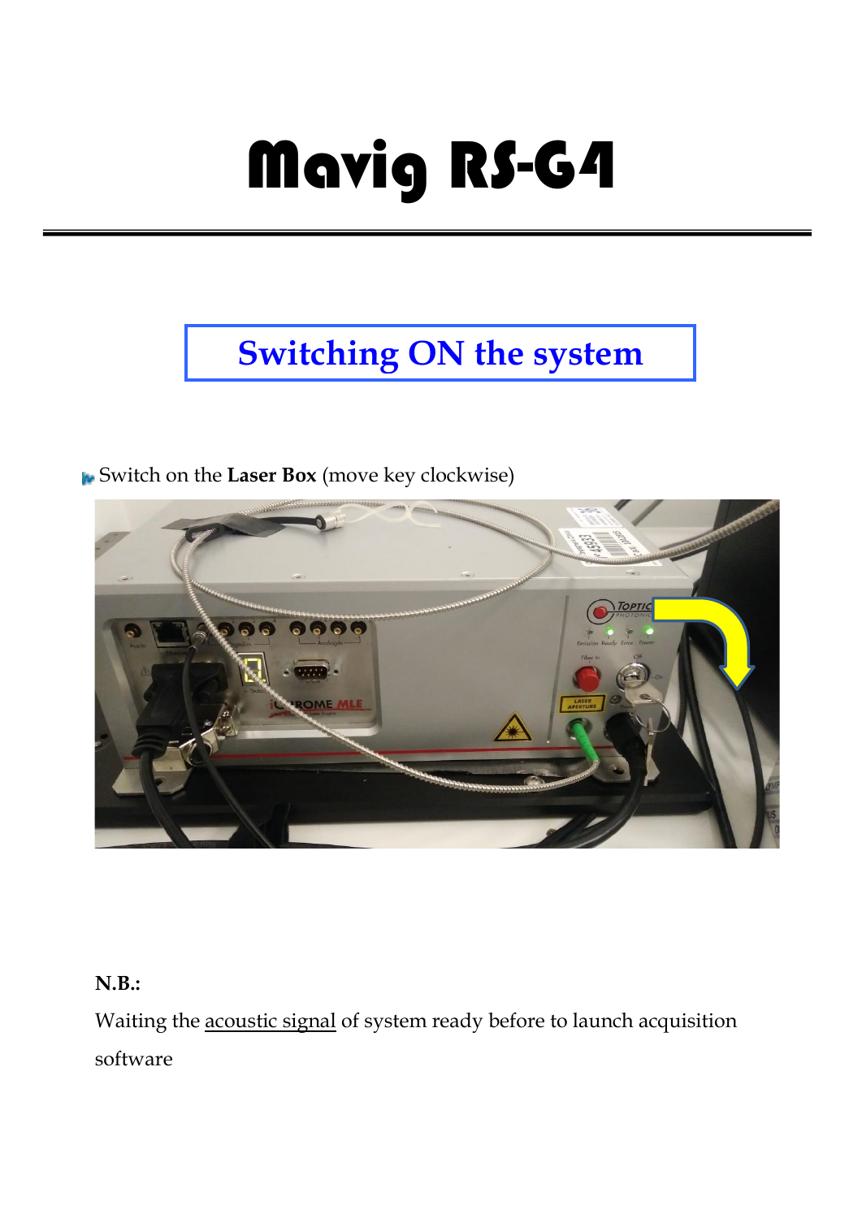# Mavig RS-G4

## Switching ON the system

- Switch on the **Laser Box** (move key clockwise)

**N.B.:**

Waiting the acoustic signal of system ready before to launch acquisition software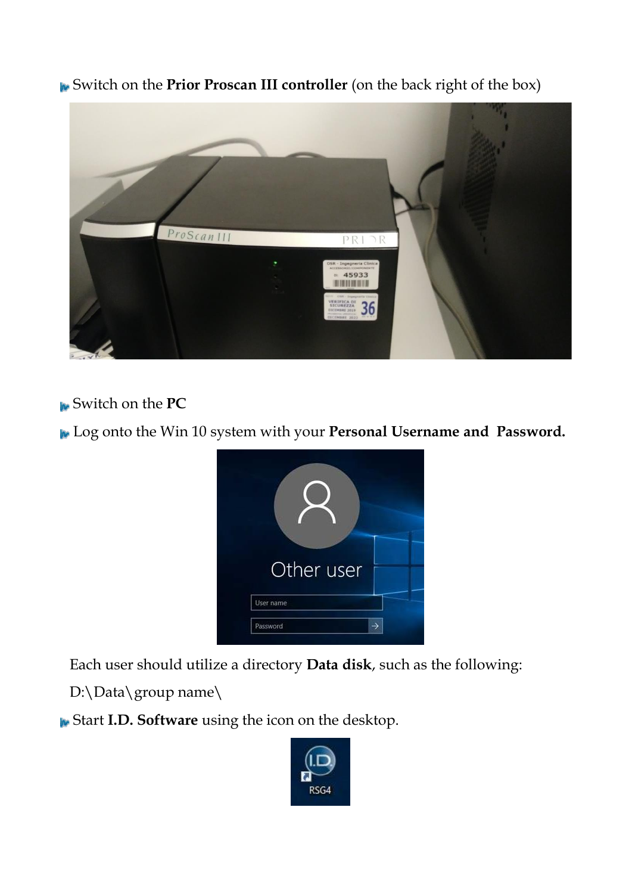- Switch on the **Prior Proscan III controller** (on the back right of the box)

- Switch on the **PC**
- Log onto the Win 10 system with your **Personal Username and Password.**

Each user should utilize a directory **Data disk**, such as the following:

D:\Data\group name\

- Start **I.D. Software** using the icon on the desktop.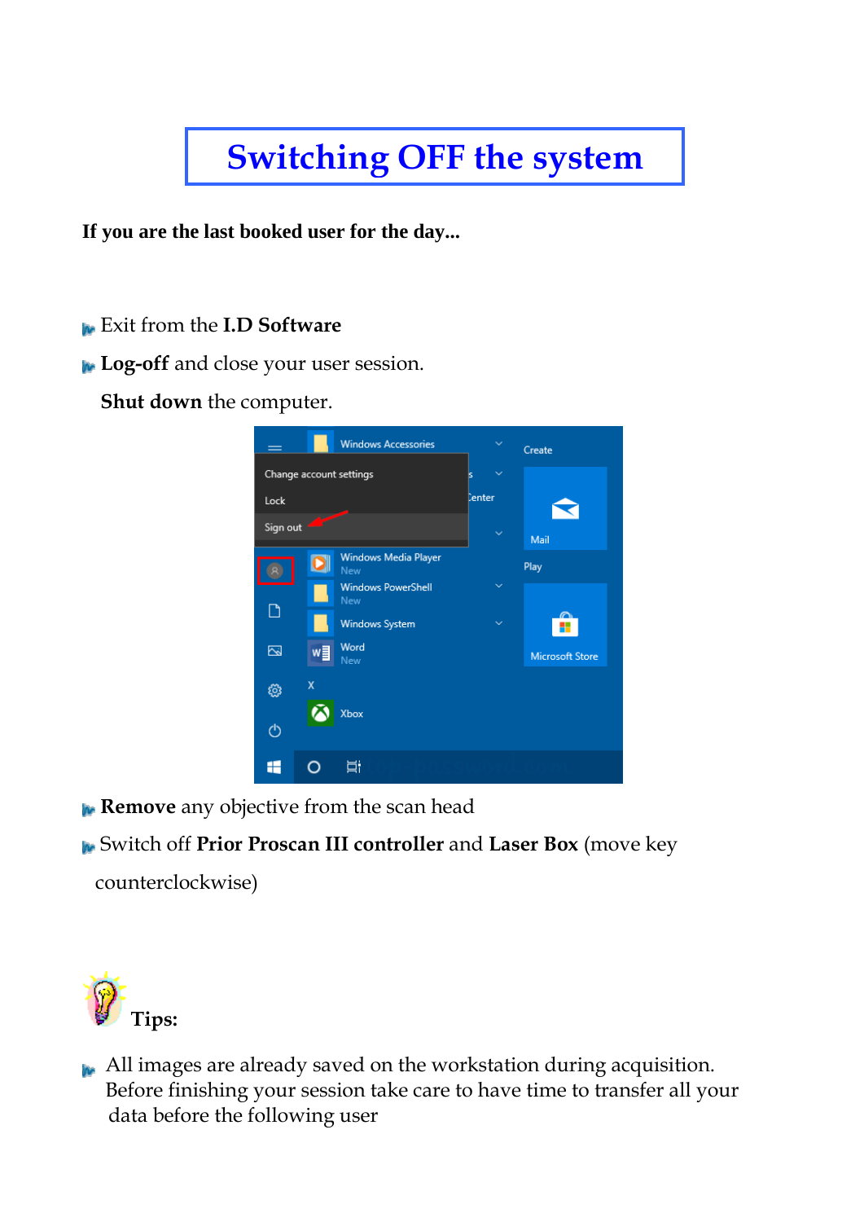# Switching OFF the system

**If you are the last booked user for the day...**

- Exit from the **I.D Software**
- **Log-off** and close your user session.

  **Shut down** the computer.

- **Remove** any objective from the scan head
- Switch off **Prior Proscan III controller** and **Laser Box** (move key counterclockwise)

**Tips:**

- All images are already saved on the workstation during acquisition. Before finishing your session take care to have time to transfer all your data before the following user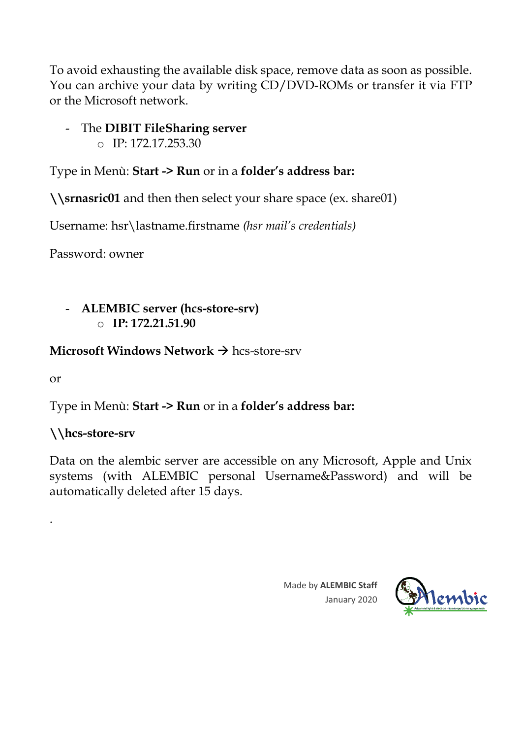To avoid exhausting the available disk space, remove data as soon as possible. You can archive your data by writing CD/DVD-ROMs or transfer it via FTP or the Microsoft network.

- The **DIBIT FileSharing server**
  - IP: 172.17.253.30

Type in Menù: **Start -> Run** or in a **folder's address bar:**

**\\srnasric01** and then then select your share space (ex. share01)

Username: hsr\lastname.firstname *(hsr mail's credentials)*

Password: owner

- **ALEMBIC server (hcs-store-srv)**
  - **IP: 172.21.51.90**

**Microsoft Windows Network** → hcs-store-srv

or

Type in Menù: **Start -> Run** or in a **folder's address bar:**

**\\hcs-store-srv**

Data on the alembic server are accessible on any Microsoft, Apple and Unix systems (with ALEMBIC personal Username&Password) and will be automatically deleted after 15 days.

.

Made by **ALEMBIC Staff**
January 2020